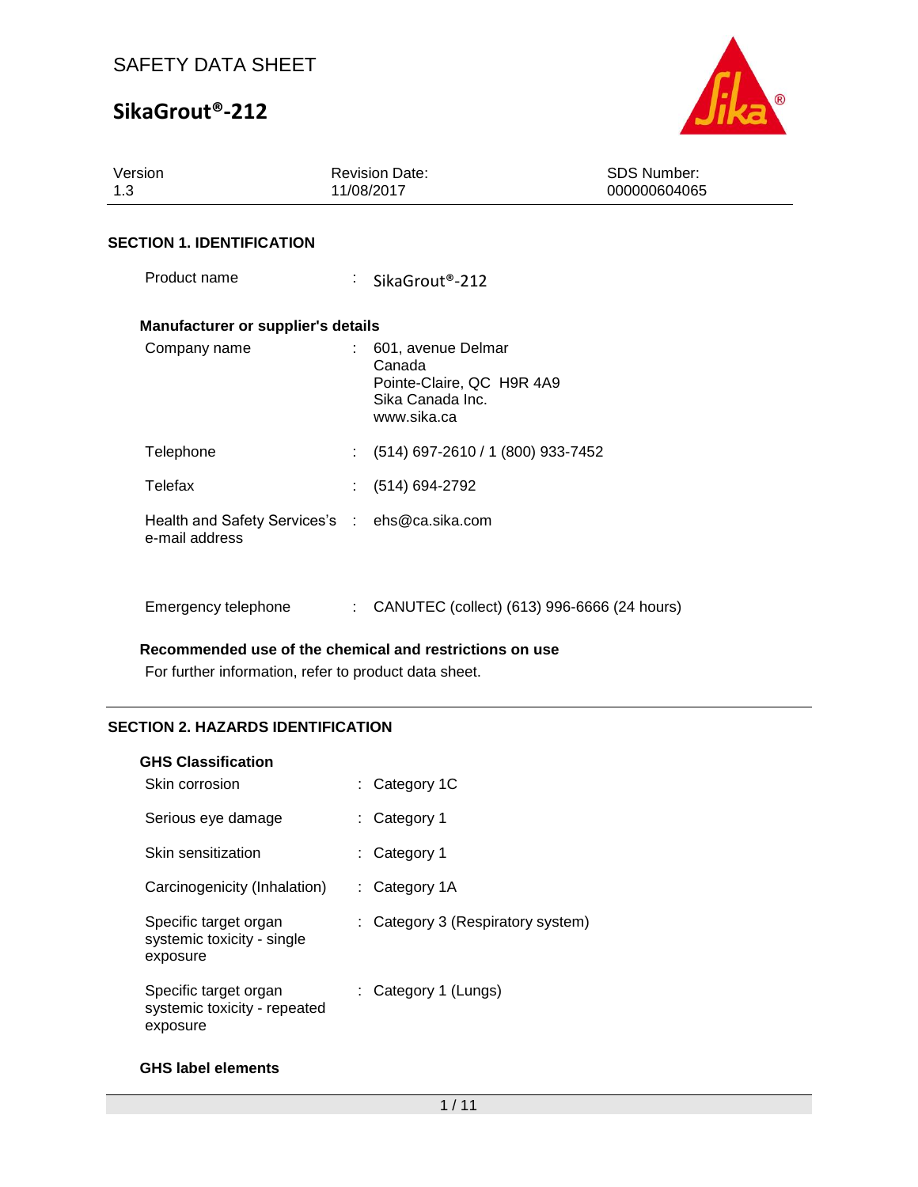# SAFETY DATA SHEET

# SikaGrout®-212

| Version | Revision Date: | SDS Number: |
|---|---|---|
| 1.3 | 11/08/2017 | 000000604065 |

## SECTION 1. IDENTIFICATION

Product name : SikaGrout®-212

### Manufacturer or supplier's details

Company name : 601, avenue Delmar
Canada
Pointe-Claire, QC H9R 4A9
Sika Canada Inc.
www.sika.ca

Telephone : (514) 697-2610 / 1 (800) 933-7452

Telefax : (514) 694-2792

Health and Safety Services's e-mail address : ehs@ca.sika.com

Emergency telephone : CANUTEC (collect) (613) 996-6666 (24 hours)

### Recommended use of the chemical and restrictions on use

For further information, refer to product data sheet.

## SECTION 2. HAZARDS IDENTIFICATION

### GHS Classification

| | |
|---|---|
| Skin corrosion | Category 1C |
| Serious eye damage | Category 1 |
| Skin sensitization | Category 1 |
| Carcinogenicity (Inhalation) | Category 1A |
| Specific target organ systemic toxicity - single exposure | Category 3 (Respiratory system) |
| Specific target organ systemic toxicity - repeated exposure | Category 1 (Lungs) |

### GHS label elements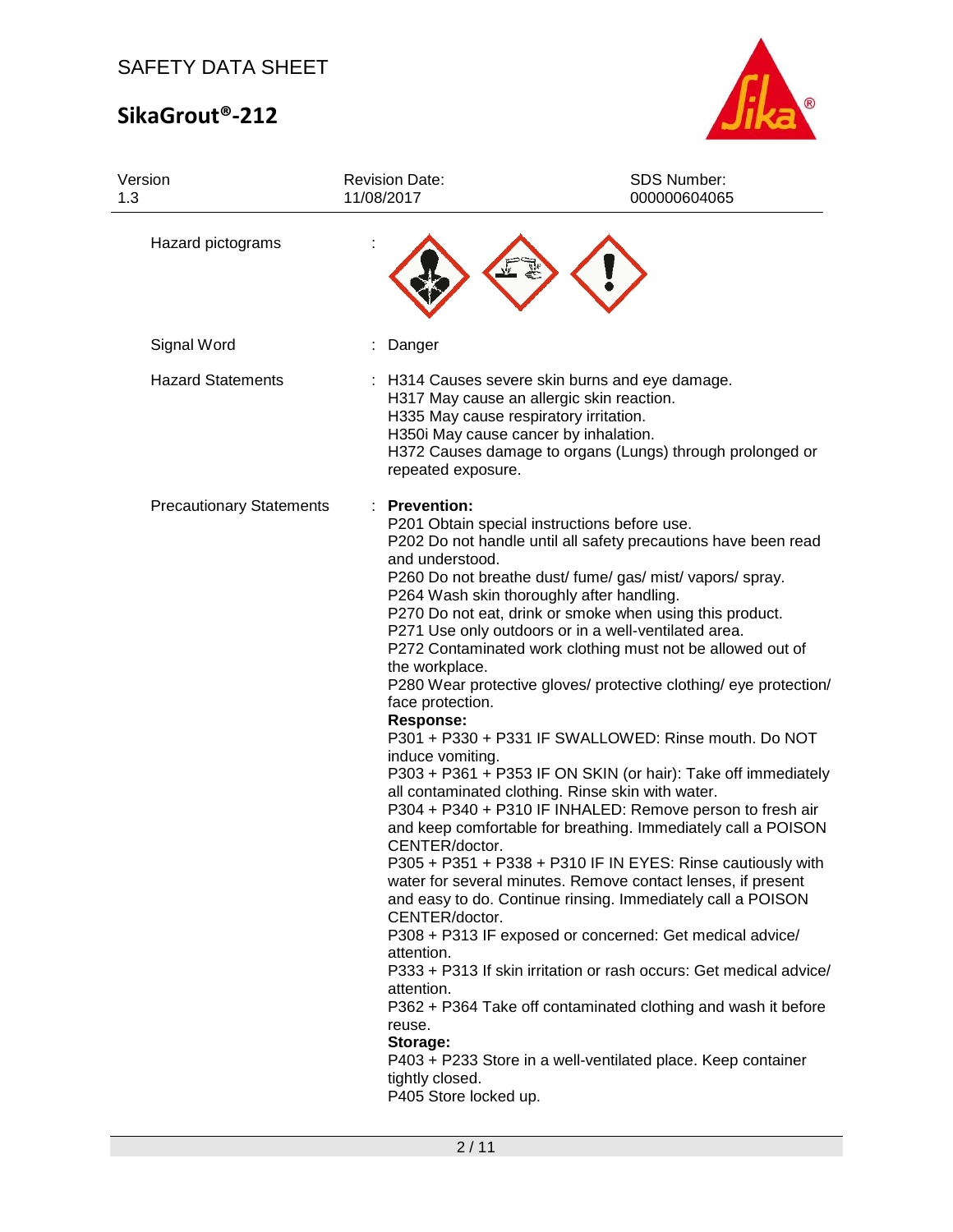| Version | Revision Date: | SDS Number: |
|---|---|---|
| 1.3 | 11/08/2017 | 000000604065 |

Hazard pictograms :

Signal Word : Danger

Hazard Statements : H314 Causes severe skin burns and eye damage.
H317 May cause an allergic skin reaction.
H335 May cause respiratory irritation.
H350i May cause cancer by inhalation.
H372 Causes damage to organs (Lungs) through prolonged or repeated exposure.

Precautionary Statements : **Prevention:**
P201 Obtain special instructions before use.
P202 Do not handle until all safety precautions have been read and understood.
P260 Do not breathe dust/ fume/ gas/ mist/ vapors/ spray.
P264 Wash skin thoroughly after handling.
P270 Do not eat, drink or smoke when using this product.
P271 Use only outdoors or in a well-ventilated area.
P272 Contaminated work clothing must not be allowed out of the workplace.
P280 Wear protective gloves/ protective clothing/ eye protection/ face protection.
**Response:**
P301 + P330 + P331 IF SWALLOWED: Rinse mouth. Do NOT induce vomiting.
P303 + P361 + P353 IF ON SKIN (or hair): Take off immediately all contaminated clothing. Rinse skin with water.
P304 + P340 + P310 IF INHALED: Remove person to fresh air and keep comfortable for breathing. Immediately call a POISON CENTER/doctor.
P305 + P351 + P338 + P310 IF IN EYES: Rinse cautiously with water for several minutes. Remove contact lenses, if present and easy to do. Continue rinsing. Immediately call a POISON CENTER/doctor.
P308 + P313 IF exposed or concerned: Get medical advice/ attention.
P333 + P313 If skin irritation or rash occurs: Get medical advice/ attention.
P362 + P364 Take off contaminated clothing and wash it before reuse.
**Storage:**
P403 + P233 Store in a well-ventilated place. Keep container tightly closed.
P405 Store locked up.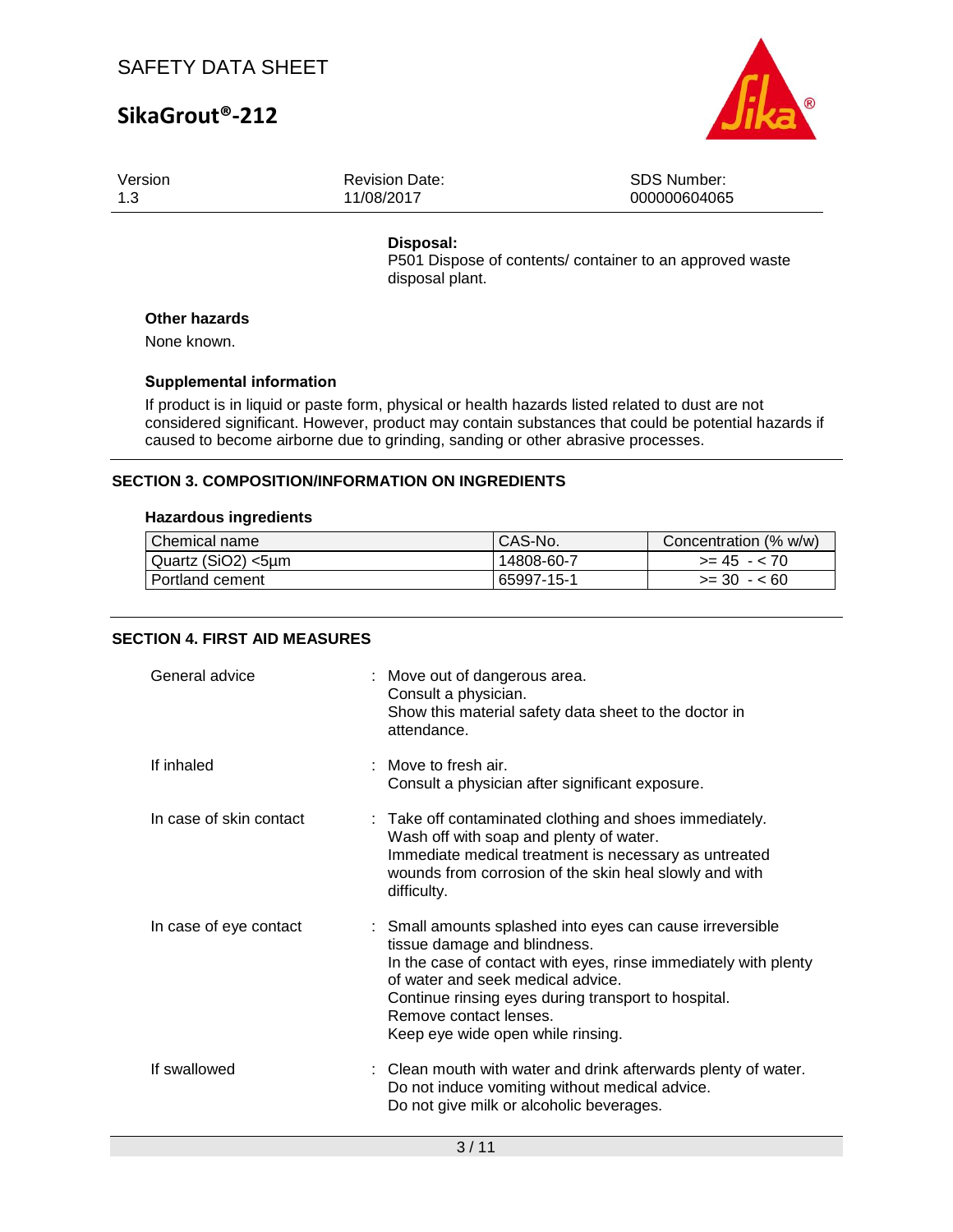**Disposal:**

P501 Dispose of contents/ container to an approved waste disposal plant.

#### Other hazards

None known.

#### Supplemental information

If product is in liquid or paste form, physical or health hazards listed related to dust are not considered significant. However, product may contain substances that could be potential hazards if caused to become airborne due to grinding, sanding or other abrasive processes.

## SECTION 3. COMPOSITION/INFORMATION ON INGREDIENTS

#### Hazardous ingredients

| Chemical name | CAS-No. | Concentration (% w/w) |
|---|---|---|
| Quartz ($SiO_2$) <5µm | 14808-60-7 | >= 45 - < 70 |
| Portland cement | 65997-15-1 | >= 30 - < 60 |

## SECTION 4. FIRST AID MEASURES

General advice : Move out of dangerous area.
Consult a physician.
Show this material safety data sheet to the doctor in attendance.

If inhaled : Move to fresh air.
Consult a physician after significant exposure.

In case of skin contact : Take off contaminated clothing and shoes immediately.
Wash off with soap and plenty of water.
Immediate medical treatment is necessary as untreated wounds from corrosion of the skin heal slowly and with difficulty.

In case of eye contact : Small amounts splashed into eyes can cause irreversible tissue damage and blindness.
In the case of contact with eyes, rinse immediately with plenty of water and seek medical advice.
Continue rinsing eyes during transport to hospital.
Remove contact lenses.
Keep eye wide open while rinsing.

If swallowed : Clean mouth with water and drink afterwards plenty of water.
Do not induce vomiting without medical advice.
Do not give milk or alcoholic beverages.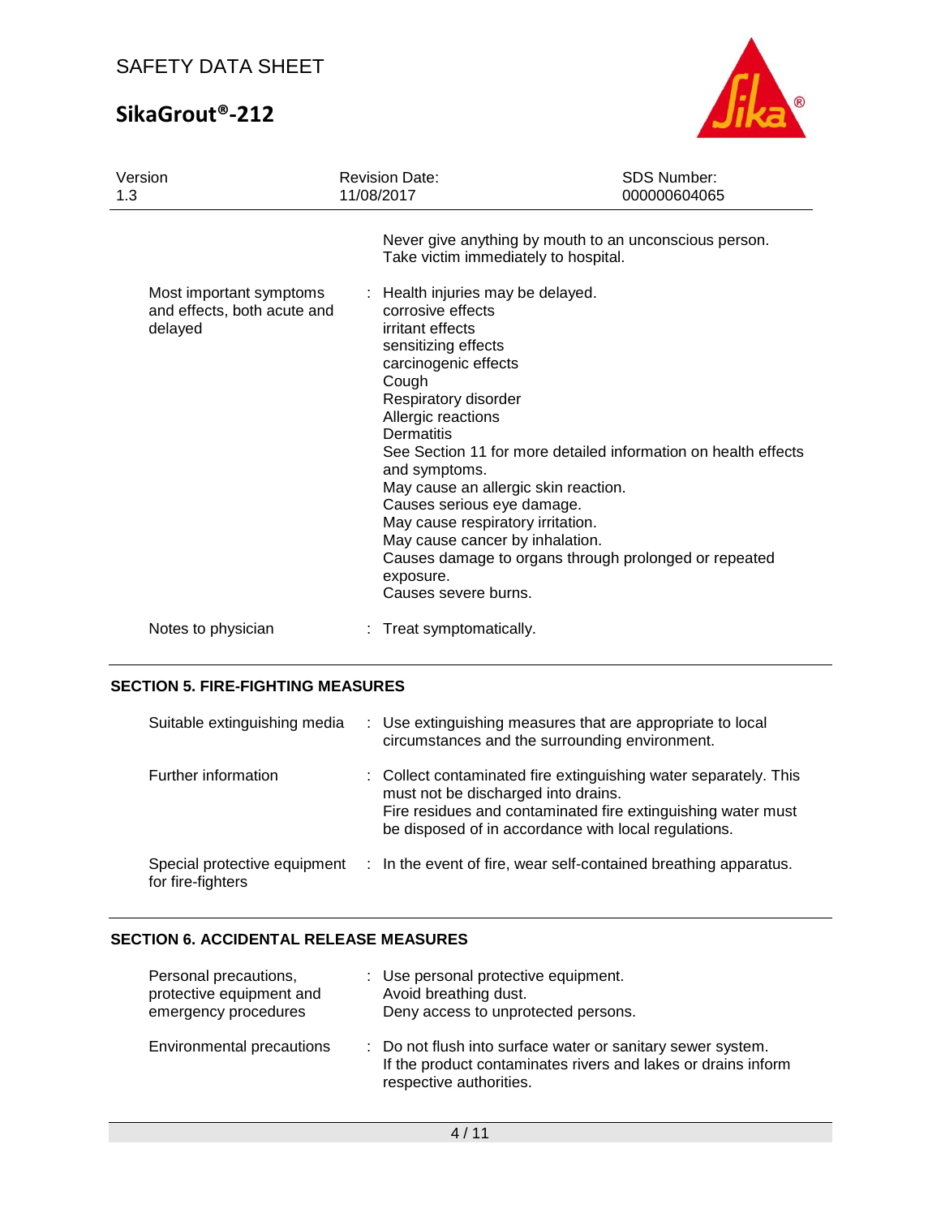| | | |
|---|---|---|
| | | Never give anything by mouth to an unconscious person.<br>Take victim immediately to hospital. |
| Most important symptoms and effects, both acute and delayed | : | Health injuries may be delayed.<br>corrosive effects<br>irritant effects<br>sensitizing effects<br>carcinogenic effects<br>Cough<br>Respiratory disorder<br>Allergic reactions<br>Dermatitis<br>See Section 11 for more detailed information on health effects and symptoms.<br>May cause an allergic skin reaction.<br>Causes serious eye damage.<br>May cause respiratory irritation.<br>May cause cancer by inhalation.<br>Causes damage to organs through prolonged or repeated exposure.<br>Causes severe burns. |
| Notes to physician | : | Treat symptomatically. |

## SECTION 5. FIRE-FIGHTING MEASURES

| | | |
|---|---|---|
| Suitable extinguishing media | : | Use extinguishing measures that are appropriate to local circumstances and the surrounding environment. |
| Further information | : | Collect contaminated fire extinguishing water separately. This must not be discharged into drains.<br>Fire residues and contaminated fire extinguishing water must be disposed of in accordance with local regulations. |
| Special protective equipment for fire-fighters | : | In the event of fire, wear self-contained breathing apparatus. |

## SECTION 6. ACCIDENTAL RELEASE MEASURES

| | | |
|---|---|---|
| Personal precautions, protective equipment and emergency procedures | : | Use personal protective equipment.<br>Avoid breathing dust.<br>Deny access to unprotected persons. |
| Environmental precautions | : | Do not flush into surface water or sanitary sewer system.<br>If the product contaminates rivers and lakes or drains inform respective authorities. |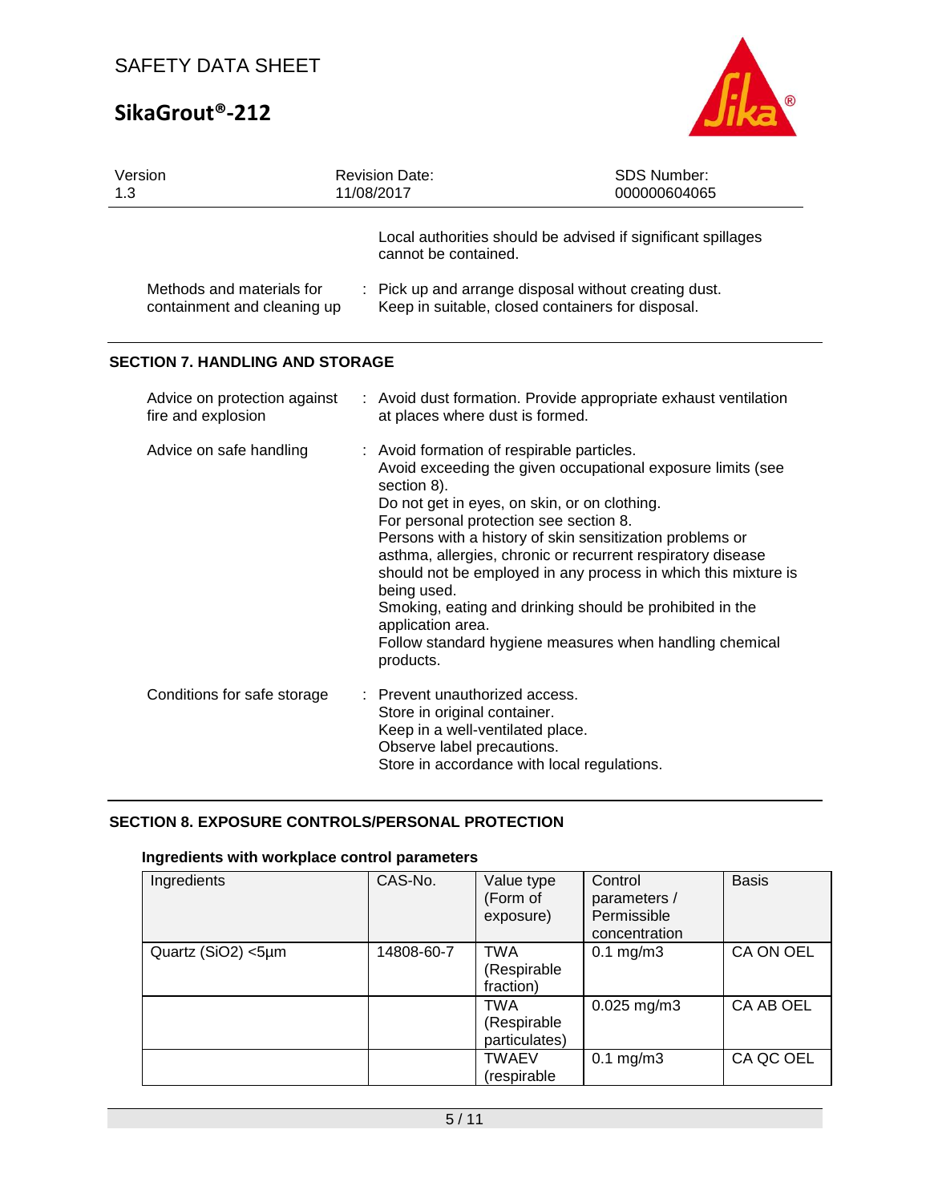Local authorities should be advised if significant spillages cannot be contained.

Methods and materials for containment and cleaning up : Pick up and arrange disposal without creating dust. Keep in suitable, closed containers for disposal.

## SECTION 7. HANDLING AND STORAGE

Advice on protection against fire and explosion : Avoid dust formation. Provide appropriate exhaust ventilation at places where dust is formed.

Advice on safe handling : Avoid formation of respirable particles.
Avoid exceeding the given occupational exposure limits (see section 8).
Do not get in eyes, on skin, or on clothing.
For personal protection see section 8.
Persons with a history of skin sensitization problems or asthma, allergies, chronic or recurrent respiratory disease should not be employed in any process in which this mixture is being used.
Smoking, eating and drinking should be prohibited in the application area.
Follow standard hygiene measures when handling chemical products.

Conditions for safe storage : Prevent unauthorized access.
Store in original container.
Keep in a well-ventilated place.
Observe label precautions.
Store in accordance with local regulations.

## SECTION 8. EXPOSURE CONTROLS/PERSONAL PROTECTION

### Ingredients with workplace control parameters

| Ingredients | CAS-No. | Value type (Form of exposure) | Control parameters / Permissible concentration | Basis |
|---|---|---|---|---|
| Quartz ($SiO_2$) <5µm | 14808-60-7 | TWA (Respirable fraction) | 0.1 mg/m3 | CA ON OEL |
| | | TWA (Respirable particulates) | 0.025 mg/m3 | CA AB OEL |
| | | TWAEV (respirable | 0.1 mg/m3 | CA QC OEL |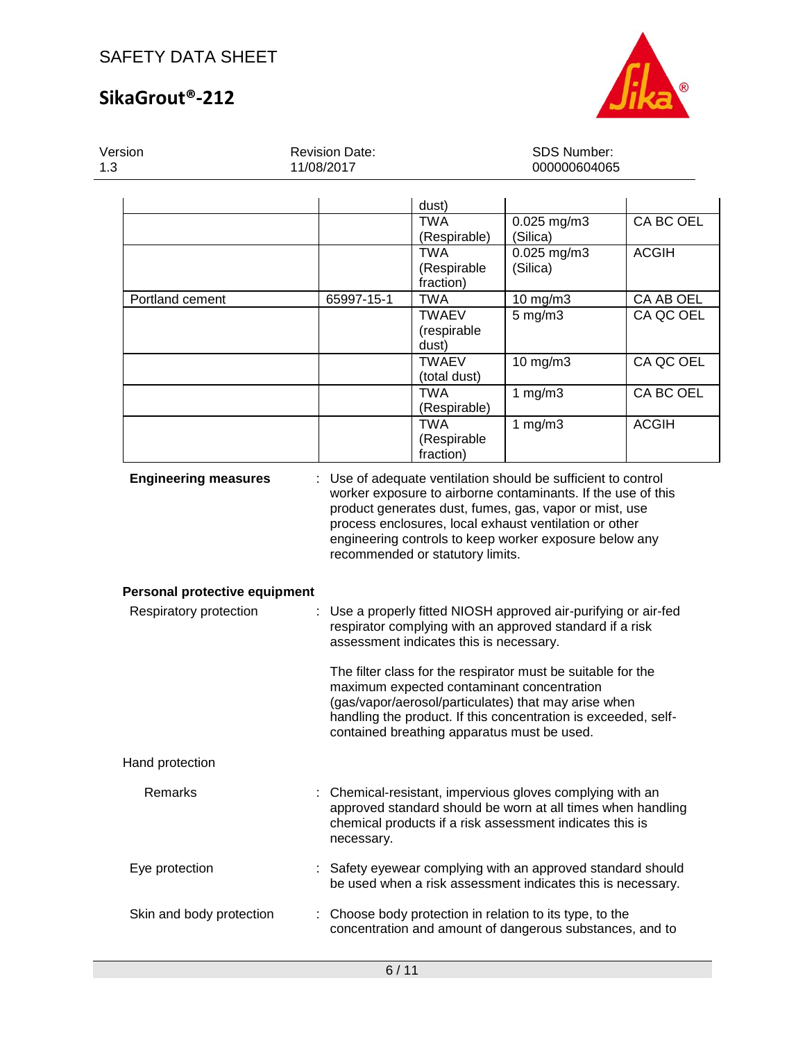| | | dust) | | |
|---|---|---|---|---|
| | | TWA (Respirable) | 0.025 mg/m3 (Silica) | CA BC OEL |
| | | TWA (Respirable fraction) | 0.025 mg/m3 (Silica) | ACGIH |
| Portland cement | 65997-15-1 | TWA | 10 mg/m3 | CA AB OEL |
| | | TWAEV (respirable dust) | 5 mg/m3 | CA QC OEL |
| | | TWAEV (total dust) | 10 mg/m3 | CA QC OEL |
| | | TWA (Respirable) | 1 mg/m3 | CA BC OEL |
| | | TWA (Respirable fraction) | 1 mg/m3 | ACGIH |

**Engineering measures** : Use of adequate ventilation should be sufficient to control worker exposure to airborne contaminants. If the use of this product generates dust, fumes, gas, vapor or mist, use process enclosures, local exhaust ventilation or other engineering controls to keep worker exposure below any recommended or statutory limits.

**Personal protective equipment**

Respiratory protection : Use a properly fitted NIOSH approved air-purifying or air-fed respirator complying with an approved standard if a risk assessment indicates this is necessary.

The filter class for the respirator must be suitable for the maximum expected contaminant concentration (gas/vapor/aerosol/particulates) that may arise when handling the product. If this concentration is exceeded, self-contained breathing apparatus must be used.

Hand protection

Remarks : Chemical-resistant, impervious gloves complying with an approved standard should be worn at all times when handling chemical products if a risk assessment indicates this is necessary.

Eye protection : Safety eyewear complying with an approved standard should be used when a risk assessment indicates this is necessary.

Skin and body protection : Choose body protection in relation to its type, to the concentration and amount of dangerous substances, and to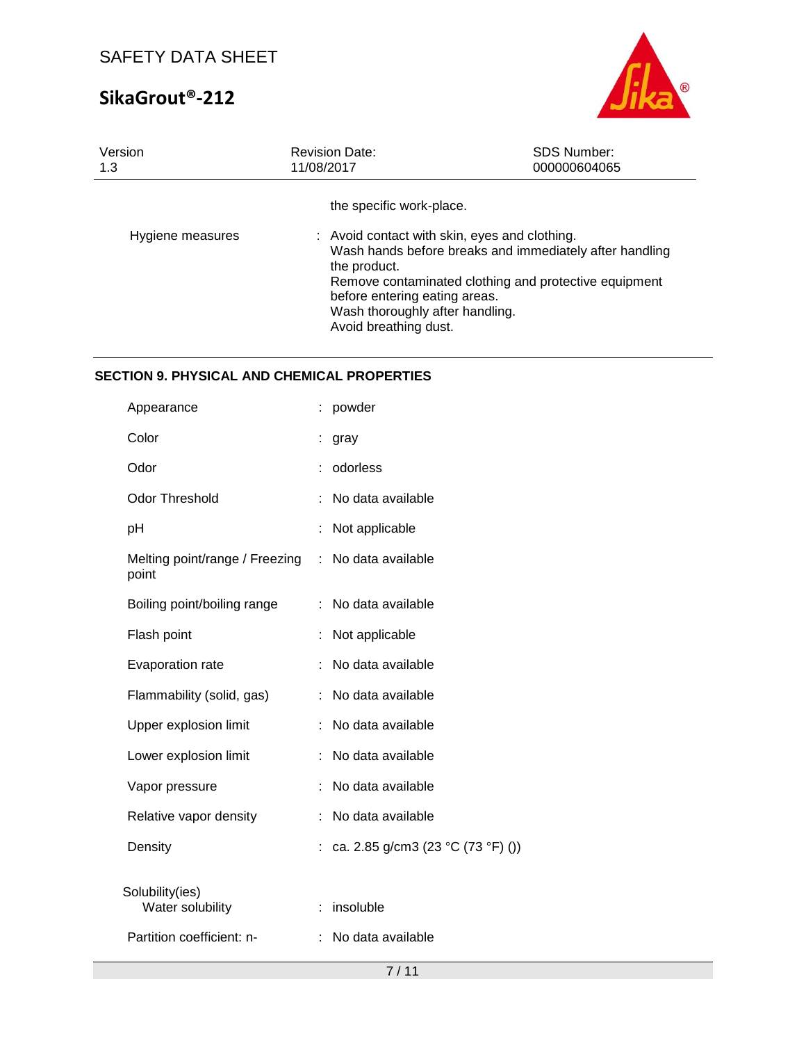the specific work-place.

| | |
|---|---|
| Hygiene measures | : Avoid contact with skin, eyes and clothing.<br>Wash hands before breaks and immediately after handling the product.<br>Remove contaminated clothing and protective equipment before entering eating areas.<br>Wash thoroughly after handling.<br>Avoid breathing dust. |

## SECTION 9. PHYSICAL AND CHEMICAL PROPERTIES

| | |
|---|---|
| Appearance | : powder |
| Color | : gray |
| Odor | : odorless |
| Odor Threshold | : No data available |
| pH | : Not applicable |
| Melting point/range / Freezing point | : No data available |
| Boiling point/boiling range | : No data available |
| Flash point | : Not applicable |
| Evaporation rate | : No data available |
| Flammability (solid, gas) | : No data available |
| Upper explosion limit | : No data available |
| Lower explosion limit | : No data available |
| Vapor pressure | : No data available |
| Relative vapor density | : No data available |
| Density | : ca. 2.85 g/cm3 (23 °C (73 °F) ()) |
| Solubility(ies)<br>Water solubility | : insoluble |
| Partition coefficient: n- | : No data available |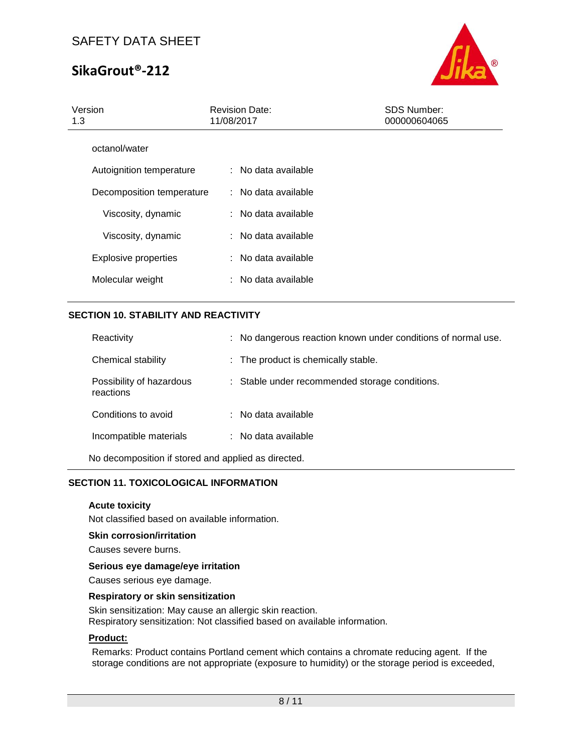| | |
|---|---|
| octanol/water | |
| Autoignition temperature | : No data available |
| Decomposition temperature | : No data available |
| Viscosity, dynamic | : No data available |
| Viscosity, dynamic | : No data available |
| Explosive properties | : No data available |
| Molecular weight | : No data available |

## SECTION 10. STABILITY AND REACTIVITY

| | |
|---|---|
| Reactivity | : No dangerous reaction known under conditions of normal use. |
| Chemical stability | : The product is chemically stable. |
| Possibility of hazardous reactions | : Stable under recommended storage conditions. |
| Conditions to avoid | : No data available |
| Incompatible materials | : No data available |

No decomposition if stored and applied as directed.

## SECTION 11. TOXICOLOGICAL INFORMATION

**Acute toxicity**

Not classified based on available information.

**Skin corrosion/irritation**

Causes severe burns.

**Serious eye damage/eye irritation**

Causes serious eye damage.

**Respiratory or skin sensitization**

Skin sensitization: May cause an allergic skin reaction.
Respiratory sensitization: Not classified based on available information.

**Product:**

Remarks: Product contains Portland cement which contains a chromate reducing agent. If the storage conditions are not appropriate (exposure to humidity) or the storage period is exceeded,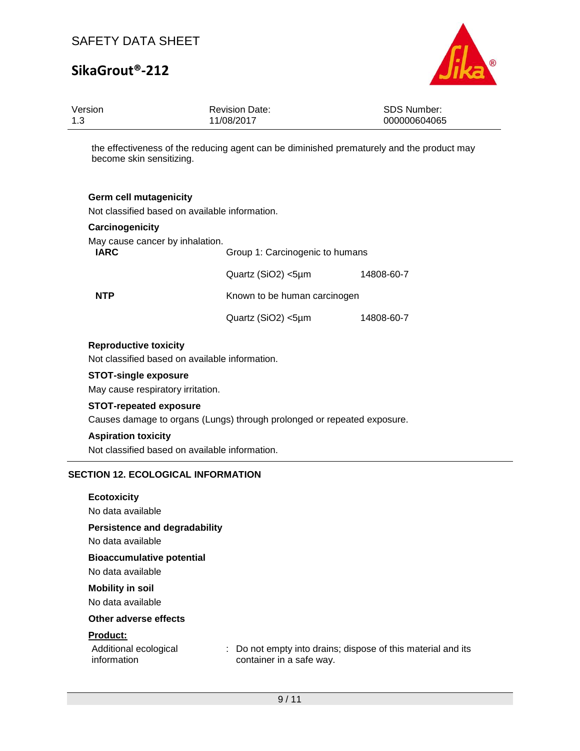the effectiveness of the reducing agent can be diminished prematurely and the product may become skin sensitizing.

**Germ cell mutagenicity**

Not classified based on available information.

**Carcinogenicity**

May cause cancer by inhalation.

| | | |
|---|---|---|
| **IARC** | Group 1: Carcinogenic to humans | |
| | Quartz ($SiO_2$) <5µm | 14808-60-7 |
| **NTP** | Known to be human carcinogen | |
| | Quartz ($SiO_2$) <5µm | 14808-60-7 |

**Reproductive toxicity**

Not classified based on available information.

**STOT-single exposure**

May cause respiratory irritation.

**STOT-repeated exposure**

Causes damage to organs (Lungs) through prolonged or repeated exposure.

**Aspiration toxicity**

Not classified based on available information.

## SECTION 12. ECOLOGICAL INFORMATION

**Ecotoxicity**

No data available

**Persistence and degradability**

No data available

**Bioaccumulative potential**

No data available

**Mobility in soil**

No data available

**Other adverse effects**

**Product:**

Additional ecological information : Do not empty into drains; dispose of this material and its container in a safe way.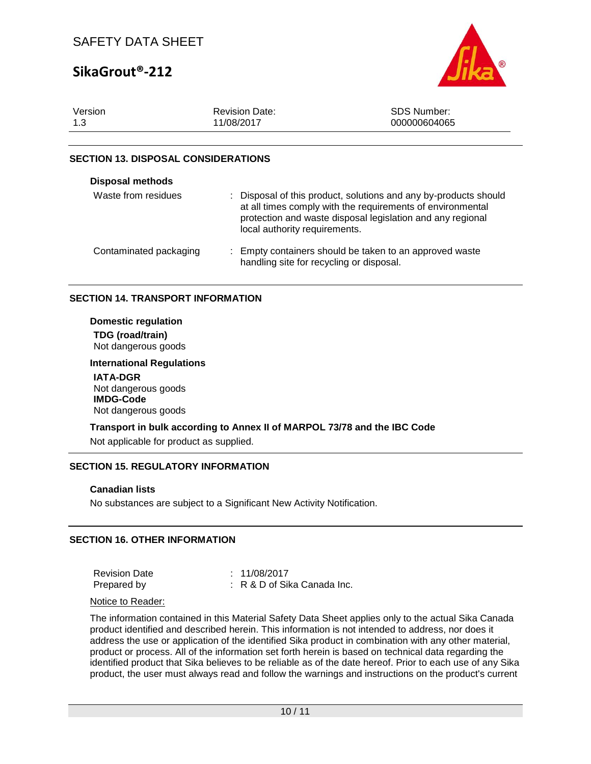## SECTION 13. DISPOSAL CONSIDERATIONS

**Disposal methods**

| | |
|---|---|
| Waste from residues | : Disposal of this product, solutions and any by-products should at all times comply with the requirements of environmental protection and waste disposal legislation and any regional local authority requirements. |
| Contaminated packaging | : Empty containers should be taken to an approved waste handling site for recycling or disposal. |

## SECTION 14. TRANSPORT INFORMATION

**Domestic regulation**

**TDG (road/train)**
Not dangerous goods

**International Regulations**

**IATA-DGR**
Not dangerous goods

**IMDG-Code**
Not dangerous goods

**Transport in bulk according to Annex II of MARPOL 73/78 and the IBC Code**

Not applicable for product as supplied.

## SECTION 15. REGULATORY INFORMATION

**Canadian lists**

No substances are subject to a Significant New Activity Notification.

## SECTION 16. OTHER INFORMATION

| | |
|---|---|
| Revision Date | : 11/08/2017 |
| Prepared by | : R & D of Sika Canada Inc. |

Notice to Reader:

The information contained in this Material Safety Data Sheet applies only to the actual Sika Canada product identified and described herein. This information is not intended to address, nor does it address the use or application of the identified Sika product in combination with any other material, product or process. All of the information set forth herein is based on technical data regarding the identified product that Sika believes to be reliable as of the date hereof. Prior to each use of any Sika product, the user must always read and follow the warnings and instructions on the product's current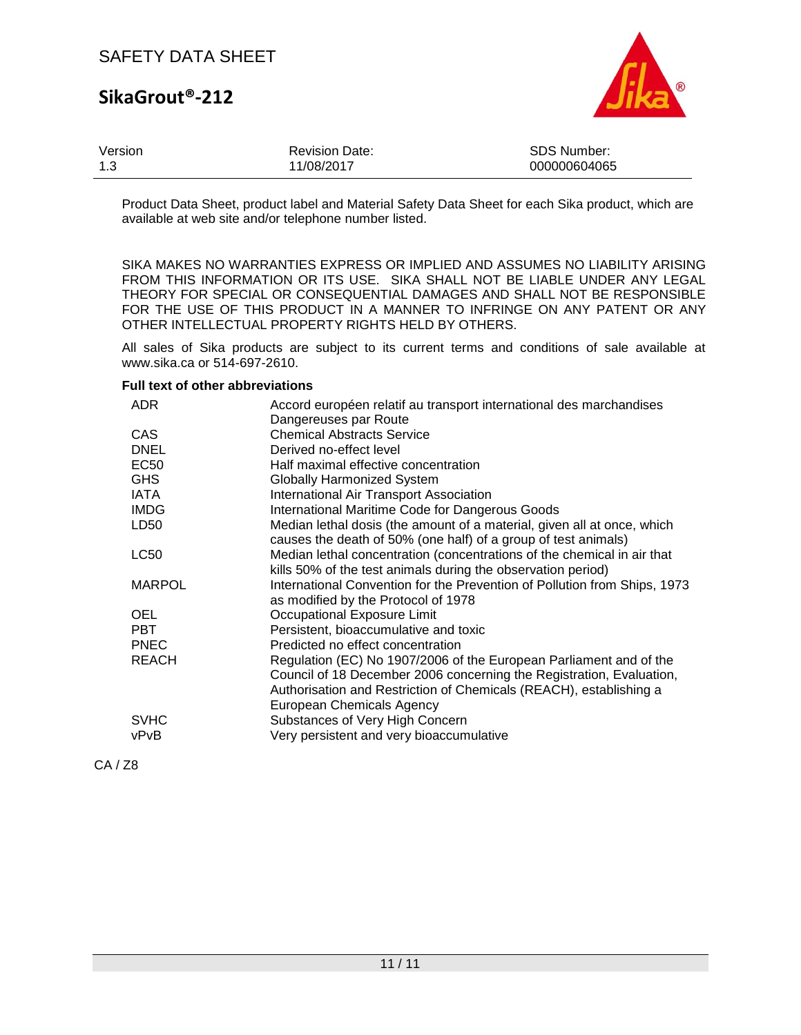Product Data Sheet, product label and Material Safety Data Sheet for each Sika product, which are available at web site and/or telephone number listed.

SIKA MAKES NO WARRANTIES EXPRESS OR IMPLIED AND ASSUMES NO LIABILITY ARISING FROM THIS INFORMATION OR ITS USE. SIKA SHALL NOT BE LIABLE UNDER ANY LEGAL THEORY FOR SPECIAL OR CONSEQUENTIAL DAMAGES AND SHALL NOT BE RESPONSIBLE FOR THE USE OF THIS PRODUCT IN A MANNER TO INFRINGE ON ANY PATENT OR ANY OTHER INTELLECTUAL PROPERTY RIGHTS HELD BY OTHERS.

All sales of Sika products are subject to its current terms and conditions of sale available at www.sika.ca or 514-697-2610.

**Full text of other abbreviations**

| | |
|---|---|
| ADR | Accord européen relatif au transport international des marchandises Dangereuses par Route |
| CAS | Chemical Abstracts Service |
| DNEL | Derived no-effect level |
| EC50 | Half maximal effective concentration |
| GHS | Globally Harmonized System |
| IATA | International Air Transport Association |
| IMDG | International Maritime Code for Dangerous Goods |
| LD50 | Median lethal dosis (the amount of a material, given all at once, which causes the death of 50% (one half) of a group of test animals) |
| LC50 | Median lethal concentration (concentrations of the chemical in air that kills 50% of the test animals during the observation period) |
| MARPOL | International Convention for the Prevention of Pollution from Ships, 1973 as modified by the Protocol of 1978 |
| OEL | Occupational Exposure Limit |
| PBT | Persistent, bioaccumulative and toxic |
| PNEC | Predicted no effect concentration |
| REACH | Regulation (EC) No 1907/2006 of the European Parliament and of the Council of 18 December 2006 concerning the Registration, Evaluation, Authorisation and Restriction of Chemicals (REACH), establishing a European Chemicals Agency |
| SVHC | Substances of Very High Concern |
| vPvB | Very persistent and very bioaccumulative |

CA / Z8